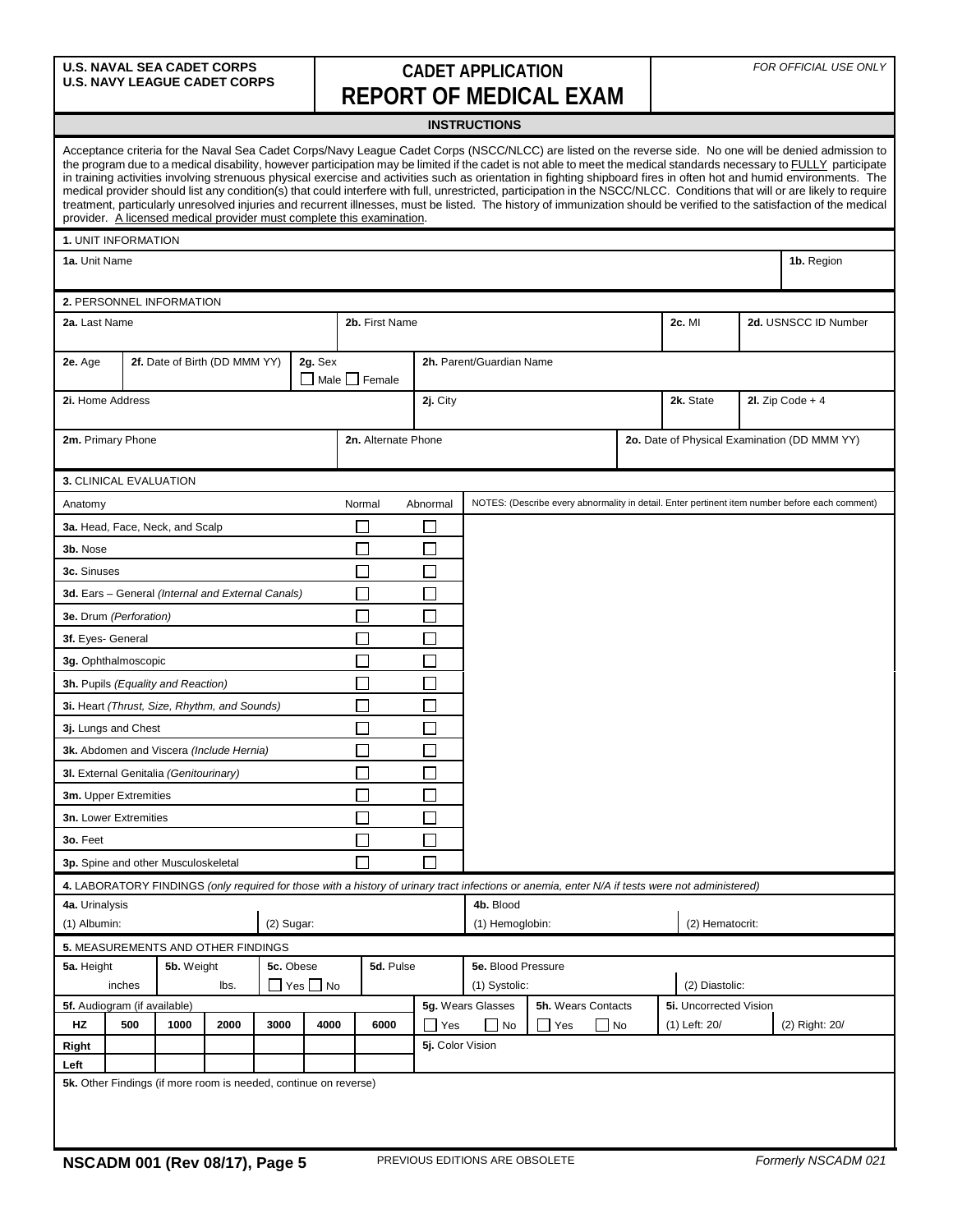U.S. NAVAL SEA CADET CORPS
U.S. NAVY LEAGUE CADET CORPS

# CADET APPLICATION
# REPORT OF MEDICAL EXAM

*FOR OFFICIAL USE ONLY*

## INSTRUCTIONS

Acceptance criteria for the Naval Sea Cadet Corps/Navy League Cadet Corps (NSCC/NLCC) are listed on the reverse side. No one will be denied admission to the program due to a medical disability, however participation may be limited if the cadet is not able to meet the medical standards necessary to FULLY participate in training activities involving strenuous physical exercise and activities such as orientation in fighting shipboard fires in often hot and humid environments. The medical provider should list any condition(s) that could interfere with full, unrestricted, participation in the NSCC/NLCC. Conditions that will or are likely to require treatment, particularly unresolved injuries and recurrent illnesses, must be listed. The history of immunization should be verified to the satisfaction of the medical provider. A licensed medical provider must complete this examination.

**1.** UNIT INFORMATION

| **1a.** Unit Name | **1b.** Region |
|---|---|
| | |

**2.** PERSONNEL INFORMATION

| **2a.** Last Name | **2b.** First Name | **2c.** MI | **2d.** USNSCC ID Number |
|---|---|---|---|
| | | | |

| **2e.** Age | **2f.** Date of Birth (DD MMM YY) | **2g.** Sex ☐ Male ☐ Female | **2h.** Parent/Guardian Name |
|---|---|---|---|
| | | | |

| **2i.** Home Address | **2j.** City | **2k.** State | **2l.** Zip Code + 4 |
|---|---|---|---|
| | | | |

| **2m.** Primary Phone | **2n.** Alternate Phone | **2o.** Date of Physical Examination (DD MMM YY) |
|---|---|---|
| | | |

**3.** CLINICAL EVALUATION

| Anatomy | Normal | Abnormal | NOTES: (Describe every abnormality in detail. Enter pertinent item number before each comment) |
|---|---|---|---|
| **3a.** Head, Face, Neck, and Scalp | ☐ | ☐ | |
| **3b.** Nose | ☐ | ☐ | |
| **3c.** Sinuses | ☐ | ☐ | |
| **3d.** Ears – General *(Internal and External Canals)* | ☐ | ☐ | |
| **3e.** Drum *(Perforation)* | ☐ | ☐ | |
| **3f.** Eyes- General | ☐ | ☐ | |
| **3g.** Ophthalmoscopic | ☐ | ☐ | |
| **3h.** Pupils *(Equality and Reaction)* | ☐ | ☐ | |
| **3i.** Heart *(Thrust, Size, Rhythm, and Sounds)* | ☐ | ☐ | |
| **3j.** Lungs and Chest | ☐ | ☐ | |
| **3k.** Abdomen and Viscera *(Include Hernia)* | ☐ | ☐ | |
| **3l.** External Genitalia *(Genitourinary)* | ☐ | ☐ | |
| **3m.** Upper Extremities | ☐ | ☐ | |
| **3n.** Lower Extremities | ☐ | ☐ | |
| **3o.** Feet | ☐ | ☐ | |
| **3p.** Spine and other Musculoskeletal | ☐ | ☐ | |

**4.** LABORATORY FINDINGS *(only required for those with a history of urinary tract infections or anemia, enter N/A if tests were not administered)*

| **4a.** Urinalysis | | **4b.** Blood | |
|---|---|---|---|
| (1) Albumin: | (2) Sugar: | (1) Hemoglobin: | (2) Hematocrit: |

**5.** MEASUREMENTS AND OTHER FINDINGS

| **5a.** Height | **5b.** Weight | **5c.** Obese | **5d.** Pulse | **5e.** Blood Pressure | |
|---|---|---|---|---|---|
| inches | lbs. | ☐ Yes ☐ No | | (1) Systolic: | (2) Diastolic: |

**5f.** Audiogram (if available)

| HZ | 500 | 1000 | 2000 | 3000 | 4000 | 6000 |
|---|---|---|---|---|---|---|
| **Right** | | | | | | |
| **Left** | | | | | | |

| **5g.** Wears Glasses | **5h.** Wears Contacts | **5i.** Uncorrected Vision | |
|---|---|---|---|
| ☐ Yes ☐ No | ☐ Yes ☐ No | (1) Left: 20/ | (2) Right: 20/ |

**5j.** Color Vision

**5k.** Other Findings (if more room is needed, continue on reverse)

**NSCADM 001 (Rev 08/17), Page 5** PREVIOUS EDITIONS ARE OBSOLETE *Formerly NSCADM 021*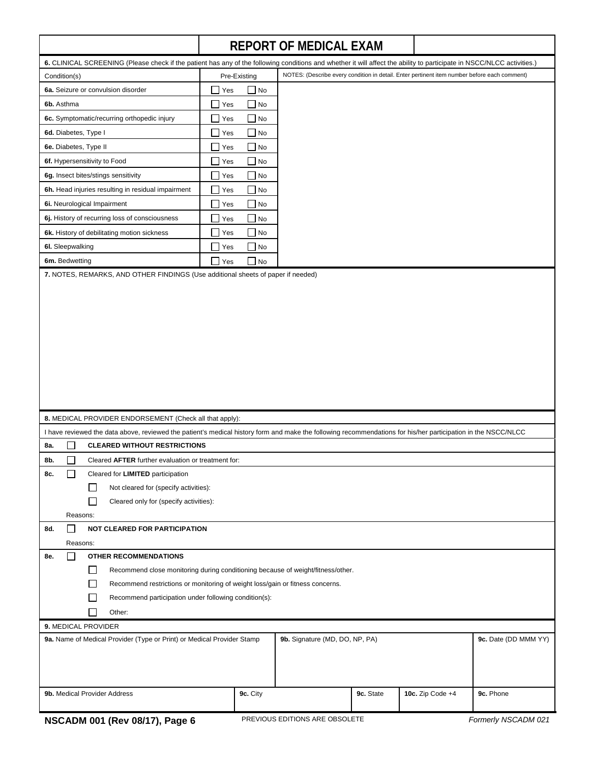# REPORT OF MEDICAL EXAM

**6.** CLINICAL SCREENING (Please check if the patient has any of the following conditions and whether it will affect the ability to participate in NSCC/NLCC activities.)

| Condition(s) | Pre-Existing | | NOTES: (Describe every condition in detail. Enter pertinent item number before each comment) |
|---|---|---|---|
| **6a.** Seizure or convulsion disorder | ☐ Yes | ☐ No | |
| **6b.** Asthma | ☐ Yes | ☐ No | |
| **6c.** Symptomatic/recurring orthopedic injury | ☐ Yes | ☐ No | |
| **6d.** Diabetes, Type I | ☐ Yes | ☐ No | |
| **6e.** Diabetes, Type II | ☐ Yes | ☐ No | |
| **6f.** Hypersensitivity to Food | ☐ Yes | ☐ No | |
| **6g.** Insect bites/stings sensitivity | ☐ Yes | ☐ No | |
| **6h.** Head injuries resulting in residual impairment | ☐ Yes | ☐ No | |
| **6i.** Neurological Impairment | ☐ Yes | ☐ No | |
| **6j.** History of recurring loss of consciousness | ☐ Yes | ☐ No | |
| **6k.** History of debilitating motion sickness | ☐ Yes | ☐ No | |
| **6l.** Sleepwalking | ☐ Yes | ☐ No | |
| **6m.** Bedwetting | ☐ Yes | ☐ No | |

**7.** NOTES, REMARKS, AND OTHER FINDINGS (Use additional sheets of paper if needed)

**8.** MEDICAL PROVIDER ENDORSEMENT (Check all that apply):

I have reviewed the data above, reviewed the patient's medical history form and make the following recommendations for his/her participation in the NSCC/NLCC

**8a.** ☐ **CLEARED WITHOUT RESTRICTIONS**

**8b.** ☐ Cleared **AFTER** further evaluation or treatment for:

**8c.** ☐ Cleared for **LIMITED** participation

- ☐ Not cleared for (specify activities):
- ☐ Cleared only for (specify activities):

Reasons:

**8d.** ☐ **NOT CLEARED FOR PARTICIPATION**

Reasons:

**8e.** ☐ **OTHER RECOMMENDATIONS**

- ☐ Recommend close monitoring during conditioning because of weight/fitness/other.
- ☐ Recommend restrictions or monitoring of weight loss/gain or fitness concerns.
- ☐ Recommend participation under following condition(s):
- ☐ Other:

**9.** MEDICAL PROVIDER

| **9a.** Name of Medical Provider (Type or Print) or Medical Provider Stamp | | **9b.** Signature (MD, DO, NP, PA) | | | **9c.** Date (DD MMM YY) |
|---|---|---|---|---|---|
| | | | | | |
| **9b.** Medical Provider Address | **9c.** City | | **9c.** State | **10c.** Zip Code +4 | **9c.** Phone |
| | | | | | |

**NSCADM 001 (Rev 08/17), Page 6** PREVIOUS EDITIONS ARE OBSOLETE *Formerly NSCADM 021*